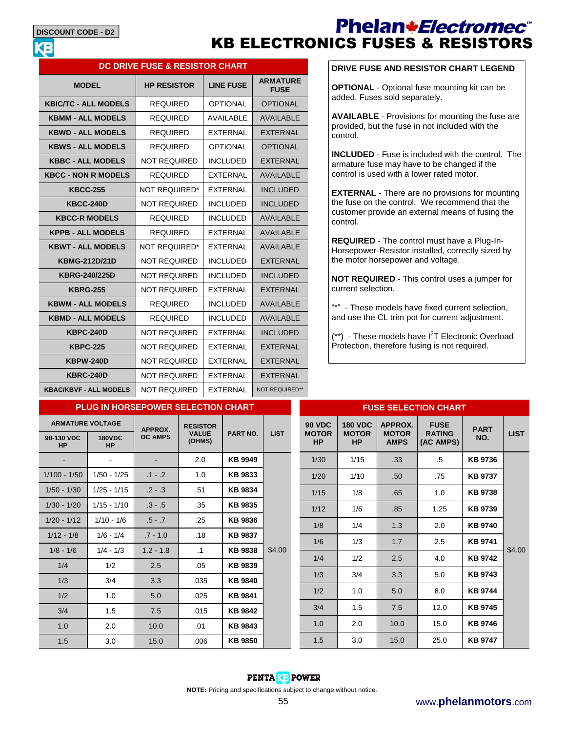DISCOUNT CODE - D2

# Phelan Electromec™

# KB ELECTRONICS FUSES & RESISTORS

## DC DRIVE FUSE & RESISTOR CHART

| MODEL | HP RESISTOR | LINE FUSE | ARMATURE FUSE |
|---|---|---|---|
| KBIC/TC - ALL MODELS | REQUIRED | OPTIONAL | OPTIONAL |
| KBMM - ALL MODELS | REQUIRED | AVAILABLE | AVAILABLE |
| KBWD - ALL MODELS | REQUIRED | EXTERNAL | EXTERNAL |
| KBWS - ALL MODELS | REQUIRED | OPTIONAL | OPTIONAL |
| KBBC - ALL MODELS | NOT REQUIRED | INCLUDED | EXTERNAL |
| KBCC - NON R MODELS | REQUIRED | EXTERNAL | AVAILABLE |
| KBCC-255 | NOT REQUIRED* | EXTERNAL | INCLUDED |
| KBCC-240D | NOT REQUIRED | INCLUDED | INCLUDED |
| KBCC-R MODELS | REQUIRED | INCLUDED | AVAILABLE |
| KPPB - ALL MODELS | REQUIRED | EXTERNAL | AVAILABLE |
| KBWT - ALL MODELS | NOT REQUIRED* | EXTERNAL | AVAILABLE |
| KBMG-212D/21D | NOT REQUIRED | INCLUDED | EXTERNAL |
| KBRG-240/225D | NOT REQUIRED | INCLUDED | INCLUDED |
| KBRG-255 | NOT REQUIRED | EXTERNAL | EXTERNAL |
| KBWM - ALL MODELS | REQUIRED | INCLUDED | AVAILABLE |
| KBMD - ALL MODELS | REQUIRED | INCLUDED | AVAILABLE |
| KBPC-240D | NOT REQUIRED | EXTERNAL | INCLUDED |
| KBPC-225 | NOT REQUIRED | EXTERNAL | EXTERNAL |
| KBPW-240D | NOT REQUIRED | EXTERNAL | EXTERNAL |
| KBRC-240D | NOT REQUIRED | EXTERNAL | EXTERNAL |
| KBAC/KBVF - ALL MODELS | NOT REQUIRED | EXTERNAL | NOT REQUIRED** |

## DRIVE FUSE AND RESISTOR CHART LEGEND

**OPTIONAL** - Optional fuse mounting kit can be added. Fuses sold separately.

**AVAILABLE** - Provisions for mounting the fuse are provided, but the fuse in not included with the control.

**INCLUDED** - Fuse is included with the control. The armature fuse may have to be changed if the control is used with a lower rated motor.

**EXTERNAL** - There are no provisions for mounting the fuse on the control. We recommend that the customer provide an external means of fusing the control.

**REQUIRED** - The control must have a Plug-In-Horsepower-Resistor installed, correctly sized by the motor horsepower and voltage.

**NOT REQUIRED** - This control uses a jumper for current selection.

"*" - These models have fixed current selection, and use the CL trim pot for current adjustment.

(**) - These models have $I^2T$ Electronic Overload Protection, therefore fusing is not required.

## PLUG IN HORSEPOWER SELECTION CHART

| ARMATURE VOLTAGE | | APPROX. DC AMPS | RESISTOR VALUE (OHMS) | PART NO. | LIST |
|---|---|---|---|---|---|
| 90-130 VDC HP | 180VDC HP | | | | |
| - | - | - | 2.0 | KB 9949 | $4.00 |
| 1/100 - 1/50 | 1/50 - 1/25 | .1 - .2 | 1.0 | KB 9833 | |
| 1/50 - 1/30 | 1/25 - 1/15 | .2 - .3 | .51 | KB 9834 | |
| 1/30 - 1/20 | 1/15 - 1/10 | .3 - .5 | .35 | KB 9835 | |
| 1/20 - 1/12 | 1/10 - 1/6 | .5 - .7 | .25 | KB 9836 | |
| 1/12 - 1/8 | 1/6 - 1/4 | .7 - 1.0 | .18 | KB 9837 | |
| 1/8 - 1/6 | 1/4 - 1/3 | 1.2 - 1.8 | .1 | KB 9838 | |
| 1/4 | 1/2 | 2.5 | .05 | KB 9839 | |
| 1/3 | 3/4 | 3.3 | .035 | KB 9840 | |
| 1/2 | 1.0 | 5.0 | .025 | KB 9841 | |
| 3/4 | 1.5 | 7.5 | .015 | KB 9842 | |
| 1.0 | 2.0 | 10.0 | .01 | KB 9843 | |
| 1.5 | 3.0 | 15.0 | .006 | KB 9850 | |

## FUSE SELECTION CHART

| 90 VDC MOTOR HP | 180 VDC MOTOR HP | APPROX. MOTOR AMPS | FUSE RATING (AC AMPS) | PART NO. | LIST |
|---|---|---|---|---|---|
| 1/30 | 1/15 | .33 | .5 | KB 9736 | $4.00 |
| 1/20 | 1/10 | .50 | .75 | KB 9737 | |
| 1/15 | 1/8 | .65 | 1.0 | KB 9738 | |
| 1/12 | 1/6 | .85 | 1.25 | KB 9739 | |
| 1/8 | 1/4 | 1.3 | 2.0 | KB 9740 | |
| 1/6 | 1/3 | 1.7 | 2.5 | KB 9741 | |
| 1/4 | 1/2 | 2.5 | 4.0 | KB 9742 | |
| 1/3 | 3/4 | 3.3 | 5.0 | KB 9743 | |
| 1/2 | 1.0 | 5.0 | 8.0 | KB 9744 | |
| 3/4 | 1.5 | 7.5 | 12.0 | KB 9745 | |
| 1.0 | 2.0 | 10.0 | 15.0 | KB 9746 | |
| 1.5 | 3.0 | 15.0 | 25.0 | KB 9747 | |

PENTA KB POWER

**NOTE:** Pricing and specifications subject to change without notice.

www.phelanmotors.com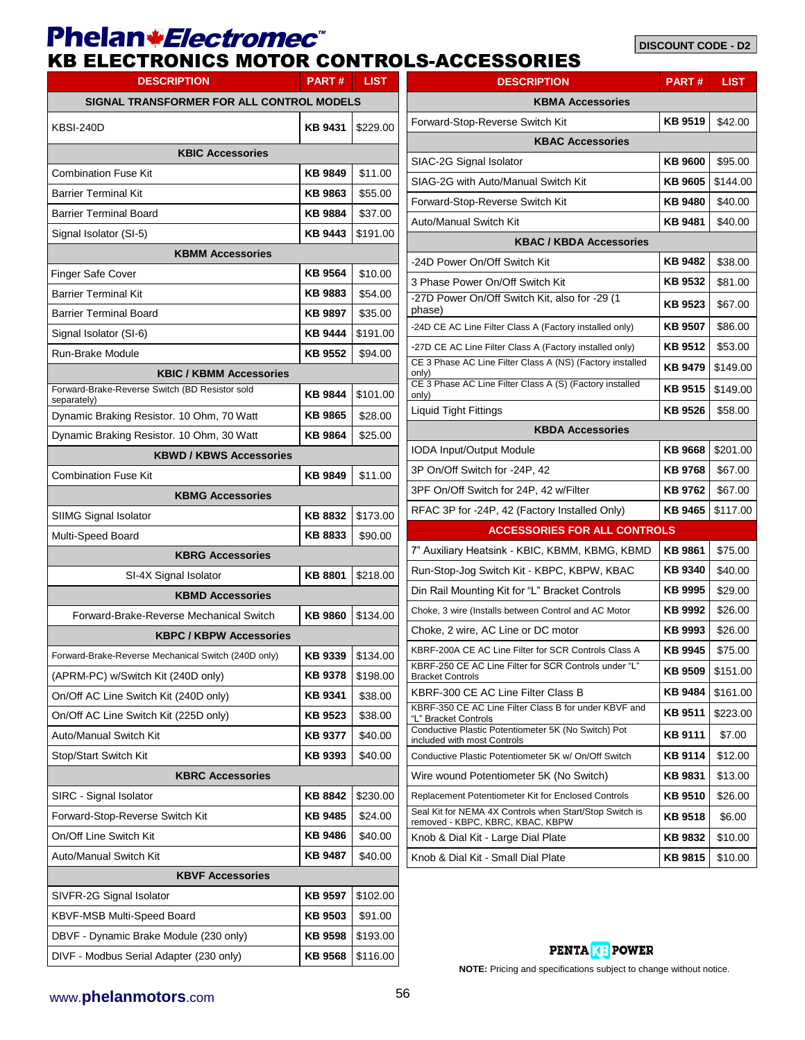# Phelan Electromec™

**DISCOUNT CODE - D2**

## KB ELECTRONICS MOTOR CONTROLS-ACCESSORIES

| DESCRIPTION | PART # | LIST |
|---|---|---|
| **SIGNAL TRANSFORMER FOR ALL CONTROL MODELS** | | |
| KBSI-240D | KB 9431 | $229.00 |
| **KBIC Accessories** | | |
| Combination Fuse Kit | KB 9849 | $11.00 |
| Barrier Terminal Kit | KB 9863 | $55.00 |
| Barrier Terminal Board | KB 9884 | $37.00 |
| Signal Isolator (SI-5) | KB 9443 | $191.00 |
| **KBMM Accessories** | | |
| Finger Safe Cover | KB 9564 | $10.00 |
| Barrier Terminal Kit | KB 9883 | $54.00 |
| Barrier Terminal Board | KB 9897 | $35.00 |
| Signal Isolator (SI-6) | KB 9444 | $191.00 |
| Run-Brake Module | KB 9552 | $94.00 |
| **KBIC / KBMM Accessories** | | |
| Forward-Brake-Reverse Switch (BD Resistor sold separately) | KB 9844 | $101.00 |
| Dynamic Braking Resistor. 10 Ohm, 70 Watt | KB 9865 | $28.00 |
| Dynamic Braking Resistor. 10 Ohm, 30 Watt | KB 9864 | $25.00 |
| **KBWD / KBWS Accessories** | | |
| Combination Fuse Kit | KB 9849 | $11.00 |
| **KBMG Accessories** | | |
| SIIMG Signal Isolator | KB 8832 | $173.00 |
| Multi-Speed Board | KB 8833 | $90.00 |
| **KBRG Accessories** | | |
| SI-4X Signal Isolator | KB 8801 | $218.00 |
| **KBMD Accessories** | | |
| Forward-Brake-Reverse Mechanical Switch | KB 9860 | $134.00 |
| **KBPC / KBPW Accessories** | | |
| Forward-Brake-Reverse Mechanical Switch (240D only) | KB 9339 | $134.00 |
| (APRM-PC) w/Switch Kit (240D only) | KB 9378 | $198.00 |
| On/Off AC Line Switch Kit (240D only) | KB 9341 | $38.00 |
| On/Off AC Line Switch Kit (225D only) | KB 9523 | $38.00 |
| Auto/Manual Switch Kit | KB 9377 | $40.00 |
| Stop/Start Switch Kit | KB 9393 | $40.00 |
| **KBRC Accessories** | | |
| SIRC - Signal Isolator | KB 8842 | $230.00 |
| Forward-Stop-Reverse Switch Kit | KB 9485 | $24.00 |
| On/Off Line Switch Kit | KB 9486 | $40.00 |
| Auto/Manual Switch Kit | KB 9487 | $40.00 |
| **KBVF Accessories** | | |
| SIVFR-2G Signal Isolator | KB 9597 | $102.00 |
| KBVF-MSB Multi-Speed Board | KB 9503 | $91.00 |
| DBVF - Dynamic Brake Module (230 only) | KB 9598 | $193.00 |
| DIVF - Modbus Serial Adapter (230 only) | KB 9568 | $116.00 |

| DESCRIPTION | PART # | LIST |
|---|---|---|
| **KBMA Accessories** | | |
| Forward-Stop-Reverse Switch Kit | KB 9519 | $42.00 |
| **KBAC Accessories** | | |
| SIAC-2G Signal Isolator | KB 9600 | $95.00 |
| SIAG-2G with Auto/Manual Switch Kit | KB 9605 | $144.00 |
| Forward-Stop-Reverse Switch Kit | KB 9480 | $40.00 |
| Auto/Manual Switch Kit | KB 9481 | $40.00 |
| **KBAC / KBDA Accessories** | | |
| -24D Power On/Off Switch Kit | KB 9482 | $38.00 |
| 3 Phase Power On/Off Switch Kit | KB 9532 | $81.00 |
| -27D Power On/Off Switch Kit, also for -29 (1 phase) | KB 9523 | $67.00 |
| -24D CE AC Line Filter Class A (Factory installed only) | KB 9507 | $86.00 |
| -27D CE AC Line Filter Class A (Factory installed only) | KB 9512 | $53.00 |
| CE 3 Phase AC Line Filter Class A (NS) (Factory installed only) | KB 9479 | $149.00 |
| CE 3 Phase AC Line Filter Class A (S) (Factory installed only) | KB 9515 | $149.00 |
| Liquid Tight Fittings | KB 9526 | $58.00 |
| **KBDA Accessories** | | |
| IODA Input/Output Module | KB 9668 | $201.00 |
| 3P On/Off Switch for -24P, 42 | KB 9768 | $67.00 |
| 3PF On/Off Switch for 24P, 42 w/Filter | KB 9762 | $67.00 |
| RFAC 3P for -24P, 42 (Factory Installed Only) | KB 9465 | $117.00 |
| **ACCESSORIES FOR ALL CONTROLS** | | |
| 7" Auxiliary Heatsink - KBIC, KBMM, KBMG, KBMD | KB 9861 | $75.00 |
| Run-Stop-Jog Switch Kit - KBPC, KBPW, KBAC | KB 9340 | $40.00 |
| Din Rail Mounting Kit for "L" Bracket Controls | KB 9995 | $29.00 |
| Choke, 3 wire (Installs between Control and AC Motor | KB 9992 | $26.00 |
| Choke, 2 wire, AC Line or DC motor | KB 9993 | $26.00 |
| KBRF-200A CE AC Line Filter for SCR Controls Class A | KB 9945 | $75.00 |
| KBRF-250 CE AC Line Filter for SCR Controls under "L" Bracket Controls | KB 9509 | $151.00 |
| KBRF-300 CE AC Line Filter Class B | KB 9484 | $161.00 |
| KBRF-350 CE AC Line Filter Class B for under KBVF and "L" Bracket Controls | KB 9511 | $223.00 |
| Conductive Plastic Potentiometer 5K (No Switch) Pot included with most Controls | KB 9111 | $7.00 |
| Conductive Plastic Potentiometer 5K w/ On/Off Switch | KB 9114 | $12.00 |
| Wire wound Potentiometer 5K (No Switch) | KB 9831 | $13.00 |
| Replacement Potentiometer Kit for Enclosed Controls | KB 9510 | $26.00 |
| Seal Kit for NEMA 4X Controls when Start/Stop Switch is removed - KBPC, KBRC, KBAC, KBPW | KB 9518 | $6.00 |
| Knob & Dial Kit - Large Dial Plate | KB 9832 | $10.00 |
| Knob & Dial Kit - Small Dial Plate | KB 9815 | $10.00 |

PENTA KB POWER

**NOTE:** Pricing and specifications subject to change without notice.

www.**phelanmotors**.com